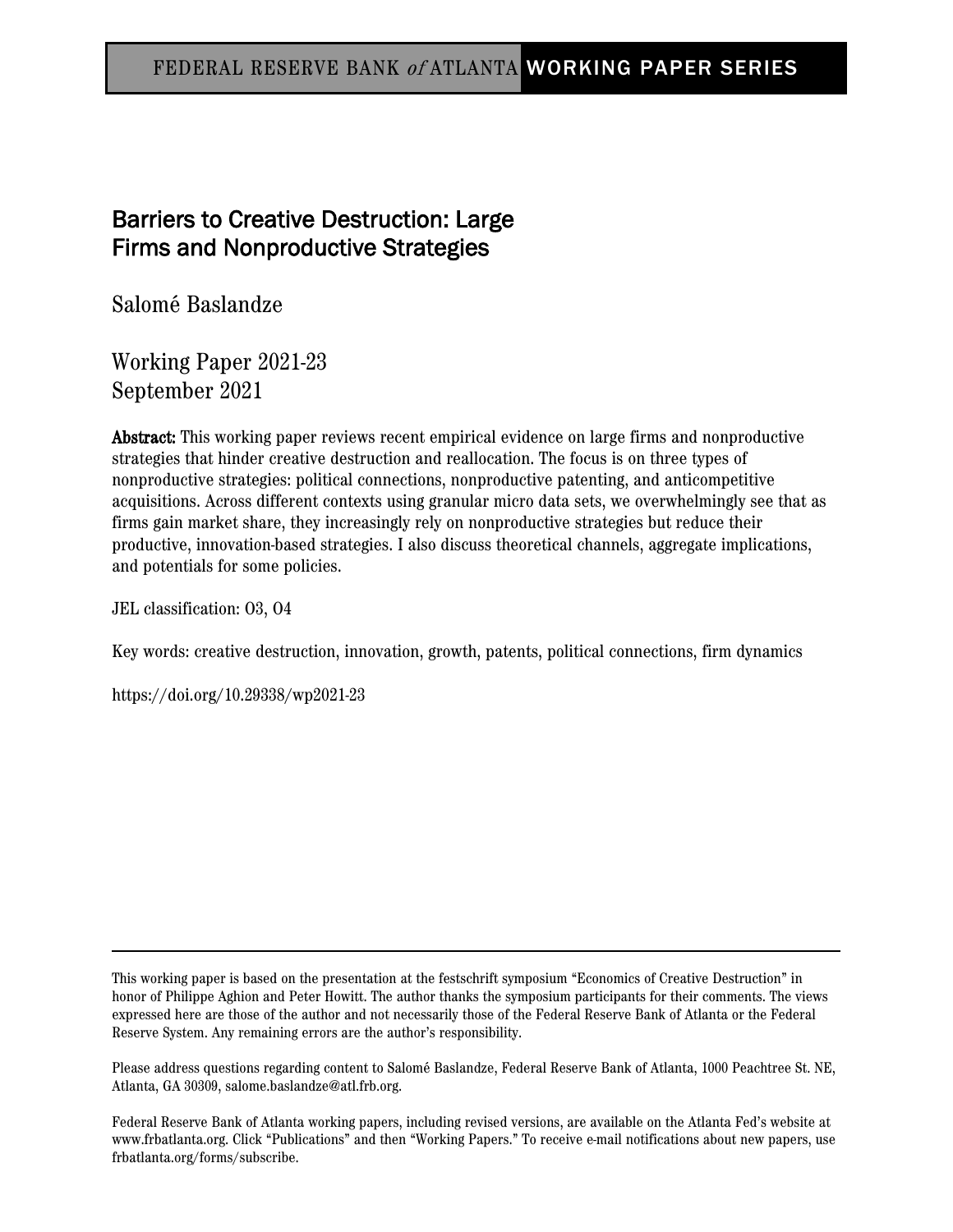FEDERAL RESERVE BANK *of* ATLANTA WORKING PAPER SERIES

# Barriers to Creative Destruction: Large Firms and Nonproductive Strategies

Salomé Baslandze

Working Paper 2021-23
September 2021

**Abstract:** This working paper reviews recent empirical evidence on large firms and nonproductive strategies that hinder creative destruction and reallocation. The focus is on three types of nonproductive strategies: political connections, nonproductive patenting, and anticompetitive acquisitions. Across different contexts using granular micro data sets, we overwhelmingly see that as firms gain market share, they increasingly rely on nonproductive strategies but reduce their productive, innovation-based strategies. I also discuss theoretical channels, aggregate implications, and potentials for some policies.

JEL classification: O3, O4

Key words: creative destruction, innovation, growth, patents, political connections, firm dynamics

https://doi.org/10.29338/wp2021-23

---

This working paper is based on the presentation at the festschrift symposium "Economics of Creative Destruction" in honor of Philippe Aghion and Peter Howitt. The author thanks the symposium participants for their comments. The views expressed here are those of the author and not necessarily those of the Federal Reserve Bank of Atlanta or the Federal Reserve System. Any remaining errors are the author's responsibility.

Please address questions regarding content to Salomé Baslandze, Federal Reserve Bank of Atlanta, 1000 Peachtree St. NE, Atlanta, GA 30309, salome.baslandze@atl.frb.org.

Federal Reserve Bank of Atlanta working papers, including revised versions, are available on the Atlanta Fed's website at www.frbatlanta.org. Click "Publications" and then "Working Papers." To receive e-mail notifications about new papers, use frbatlanta.org/forms/subscribe.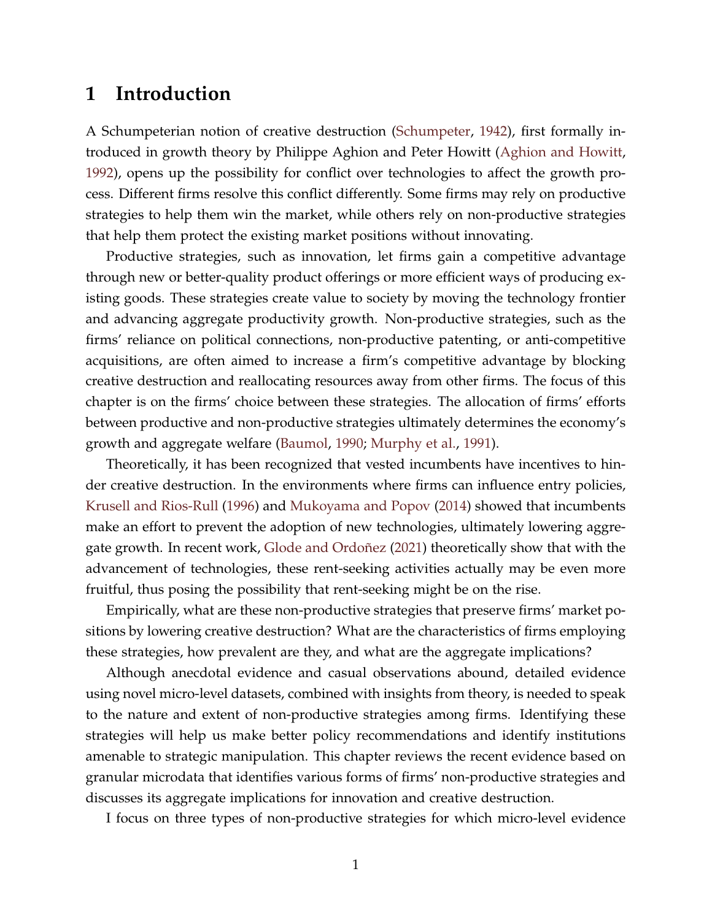# 1 Introduction

A Schumpeterian notion of creative destruction (Schumpeter, 1942), first formally introduced in growth theory by Philippe Aghion and Peter Howitt (Aghion and Howitt, 1992), opens up the possibility for conflict over technologies to affect the growth process. Different firms resolve this conflict differently. Some firms may rely on productive strategies to help them win the market, while others rely on non-productive strategies that help them protect the existing market positions without innovating.

Productive strategies, such as innovation, let firms gain a competitive advantage through new or better-quality product offerings or more efficient ways of producing existing goods. These strategies create value to society by moving the technology frontier and advancing aggregate productivity growth. Non-productive strategies, such as the firms' reliance on political connections, non-productive patenting, or anti-competitive acquisitions, are often aimed to increase a firm's competitive advantage by blocking creative destruction and reallocating resources away from other firms. The focus of this chapter is on the firms' choice between these strategies. The allocation of firms' efforts between productive and non-productive strategies ultimately determines the economy's growth and aggregate welfare (Baumol, 1990; Murphy et al., 1991).

Theoretically, it has been recognized that vested incumbents have incentives to hinder creative destruction. In the environments where firms can influence entry policies, Krusell and Rios-Rull (1996) and Mukoyama and Popov (2014) showed that incumbents make an effort to prevent the adoption of new technologies, ultimately lowering aggregate growth. In recent work, Glode and Ordoñez (2021) theoretically show that with the advancement of technologies, these rent-seeking activities actually may be even more fruitful, thus posing the possibility that rent-seeking might be on the rise.

Empirically, what are these non-productive strategies that preserve firms' market positions by lowering creative destruction? What are the characteristics of firms employing these strategies, how prevalent are they, and what are the aggregate implications?

Although anecdotal evidence and casual observations abound, detailed evidence using novel micro-level datasets, combined with insights from theory, is needed to speak to the nature and extent of non-productive strategies among firms. Identifying these strategies will help us make better policy recommendations and identify institutions amenable to strategic manipulation. This chapter reviews the recent evidence based on granular microdata that identifies various forms of firms' non-productive strategies and discusses its aggregate implications for innovation and creative destruction.

I focus on three types of non-productive strategies for which micro-level evidence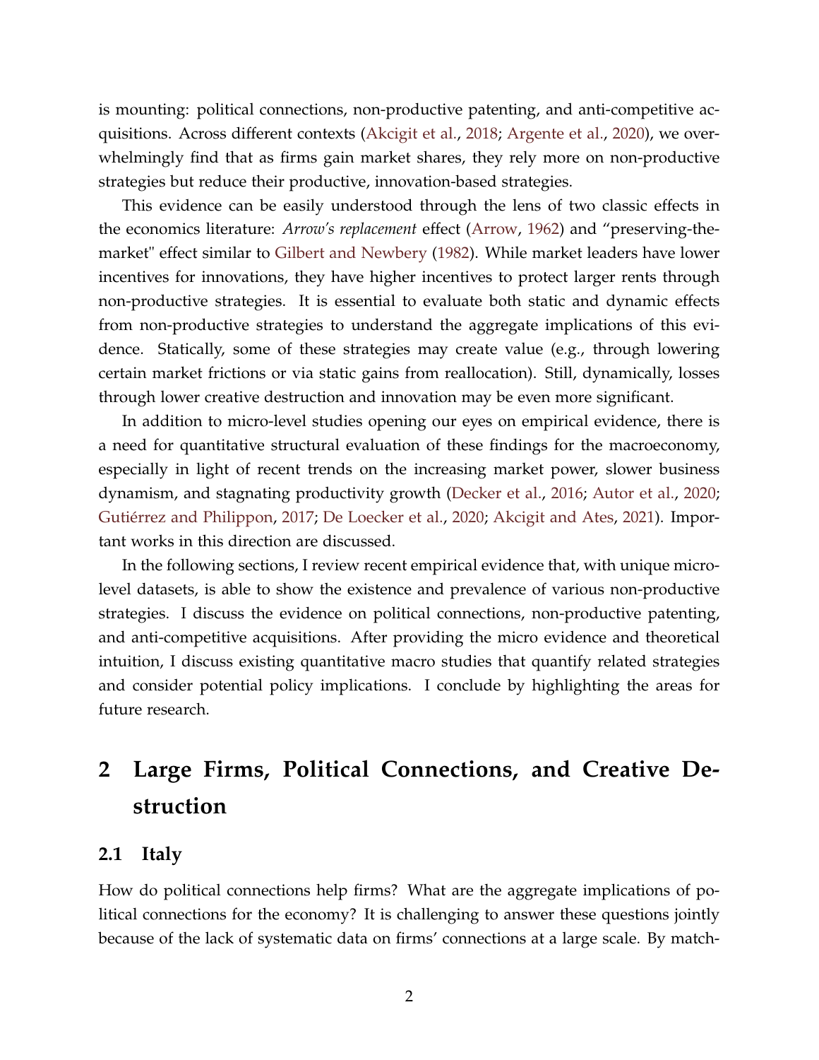is mounting: political connections, non-productive patenting, and anti-competitive acquisitions. Across different contexts (Akcigit et al., 2018; Argente et al., 2020), we overwhelmingly find that as firms gain market shares, they rely more on non-productive strategies but reduce their productive, innovation-based strategies.

This evidence can be easily understood through the lens of two classic effects in the economics literature: *Arrow's replacement* effect (Arrow, 1962) and "preserving-the-market" effect similar to Gilbert and Newbery (1982). While market leaders have lower incentives for innovations, they have higher incentives to protect larger rents through non-productive strategies. It is essential to evaluate both static and dynamic effects from non-productive strategies to understand the aggregate implications of this evidence. Statically, some of these strategies may create value (e.g., through lowering certain market frictions or via static gains from reallocation). Still, dynamically, losses through lower creative destruction and innovation may be even more significant.

In addition to micro-level studies opening our eyes on empirical evidence, there is a need for quantitative structural evaluation of these findings for the macroeconomy, especially in light of recent trends on the increasing market power, slower business dynamism, and stagnating productivity growth (Decker et al., 2016; Autor et al., 2020; Gutiérrez and Philippon, 2017; De Loecker et al., 2020; Akcigit and Ates, 2021). Important works in this direction are discussed.

In the following sections, I review recent empirical evidence that, with unique micro-level datasets, is able to show the existence and prevalence of various non-productive strategies. I discuss the evidence on political connections, non-productive patenting, and anti-competitive acquisitions. After providing the micro evidence and theoretical intuition, I discuss existing quantitative macro studies that quantify related strategies and consider potential policy implications. I conclude by highlighting the areas for future research.

# 2 Large Firms, Political Connections, and Creative Destruction

## 2.1 Italy

How do political connections help firms? What are the aggregate implications of political connections for the economy? It is challenging to answer these questions jointly because of the lack of systematic data on firms' connections at a large scale. By match-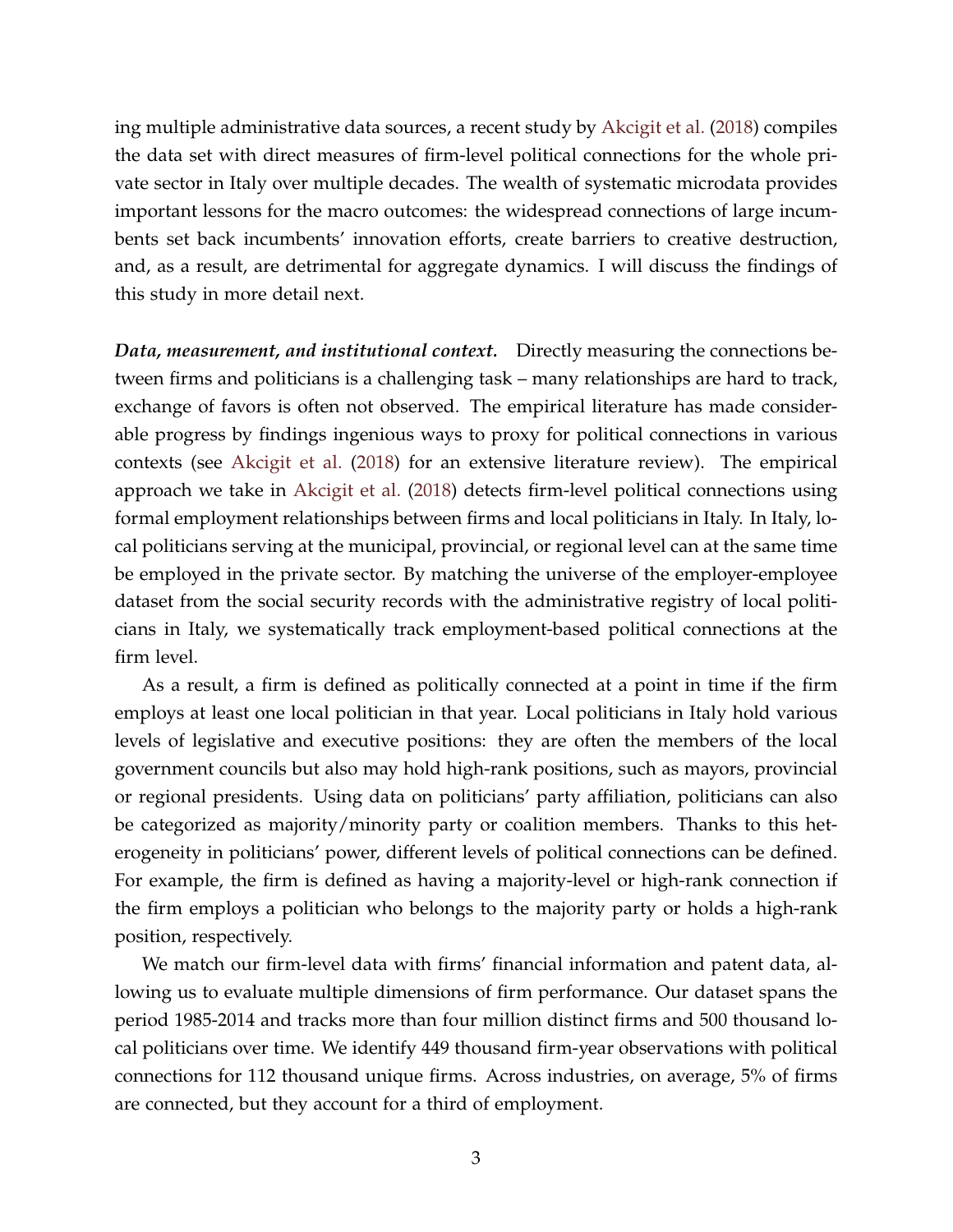ing multiple administrative data sources, a recent study by Akcigit et al. (2018) compiles the data set with direct measures of firm-level political connections for the whole private sector in Italy over multiple decades. The wealth of systematic microdata provides important lessons for the macro outcomes: the widespread connections of large incumbents set back incumbents' innovation efforts, create barriers to creative destruction, and, as a result, are detrimental for aggregate dynamics. I will discuss the findings of this study in more detail next.

***Data, measurement, and institutional context.*** Directly measuring the connections between firms and politicians is a challenging task – many relationships are hard to track, exchange of favors is often not observed. The empirical literature has made considerable progress by findings ingenious ways to proxy for political connections in various contexts (see Akcigit et al. (2018) for an extensive literature review). The empirical approach we take in Akcigit et al. (2018) detects firm-level political connections using formal employment relationships between firms and local politicians in Italy. In Italy, local politicians serving at the municipal, provincial, or regional level can at the same time be employed in the private sector. By matching the universe of the employer-employee dataset from the social security records with the administrative registry of local politicians in Italy, we systematically track employment-based political connections at the firm level.

As a result, a firm is defined as politically connected at a point in time if the firm employs at least one local politician in that year. Local politicians in Italy hold various levels of legislative and executive positions: they are often the members of the local government councils but also may hold high-rank positions, such as mayors, provincial or regional presidents. Using data on politicians' party affiliation, politicians can also be categorized as majority/minority party or coalition members. Thanks to this heterogeneity in politicians' power, different levels of political connections can be defined. For example, the firm is defined as having a majority-level or high-rank connection if the firm employs a politician who belongs to the majority party or holds a high-rank position, respectively.

We match our firm-level data with firms' financial information and patent data, allowing us to evaluate multiple dimensions of firm performance. Our dataset spans the period 1985-2014 and tracks more than four million distinct firms and 500 thousand local politicians over time. We identify 449 thousand firm-year observations with political connections for 112 thousand unique firms. Across industries, on average, 5% of firms are connected, but they account for a third of employment.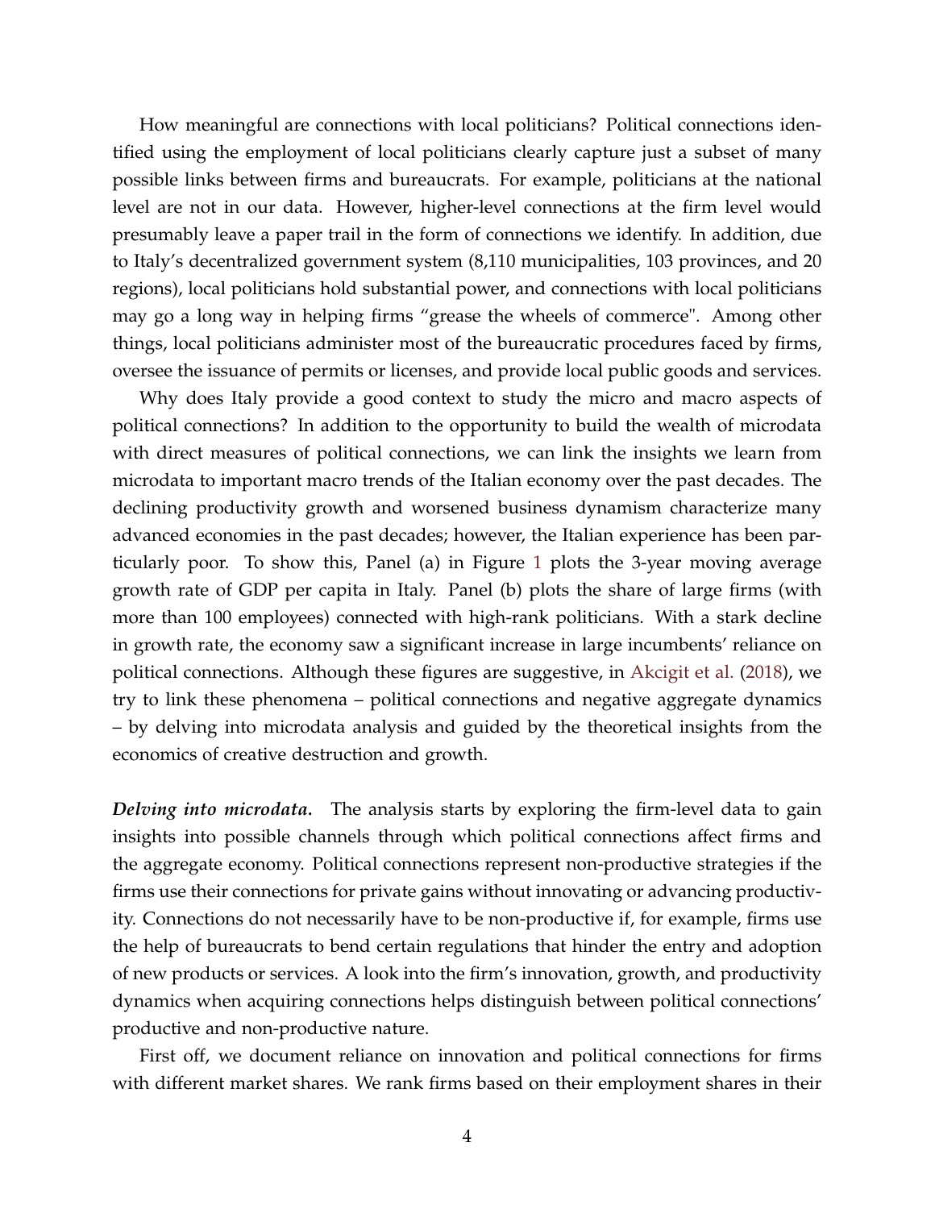How meaningful are connections with local politicians? Political connections identified using the employment of local politicians clearly capture just a subset of many possible links between firms and bureaucrats. For example, politicians at the national level are not in our data. However, higher-level connections at the firm level would presumably leave a paper trail in the form of connections we identify. In addition, due to Italy's decentralized government system (8,110 municipalities, 103 provinces, and 20 regions), local politicians hold substantial power, and connections with local politicians may go a long way in helping firms "grease the wheels of commerce". Among other things, local politicians administer most of the bureaucratic procedures faced by firms, oversee the issuance of permits or licenses, and provide local public goods and services.

Why does Italy provide a good context to study the micro and macro aspects of political connections? In addition to the opportunity to build the wealth of microdata with direct measures of political connections, we can link the insights we learn from microdata to important macro trends of the Italian economy over the past decades. The declining productivity growth and worsened business dynamism characterize many advanced economies in the past decades; however, the Italian experience has been particularly poor. To show this, Panel (a) in Figure 1 plots the 3-year moving average growth rate of GDP per capita in Italy. Panel (b) plots the share of large firms (with more than 100 employees) connected with high-rank politicians. With a stark decline in growth rate, the economy saw a significant increase in large incumbents' reliance on political connections. Although these figures are suggestive, in Akcigit et al. (2018), we try to link these phenomena – political connections and negative aggregate dynamics – by delving into microdata analysis and guided by the theoretical insights from the economics of creative destruction and growth.

***Delving into microdata.*** The analysis starts by exploring the firm-level data to gain insights into possible channels through which political connections affect firms and the aggregate economy. Political connections represent non-productive strategies if the firms use their connections for private gains without innovating or advancing productivity. Connections do not necessarily have to be non-productive if, for example, firms use the help of bureaucrats to bend certain regulations that hinder the entry and adoption of new products or services. A look into the firm's innovation, growth, and productivity dynamics when acquiring connections helps distinguish between political connections' productive and non-productive nature.

First off, we document reliance on innovation and political connections for firms with different market shares. We rank firms based on their employment shares in their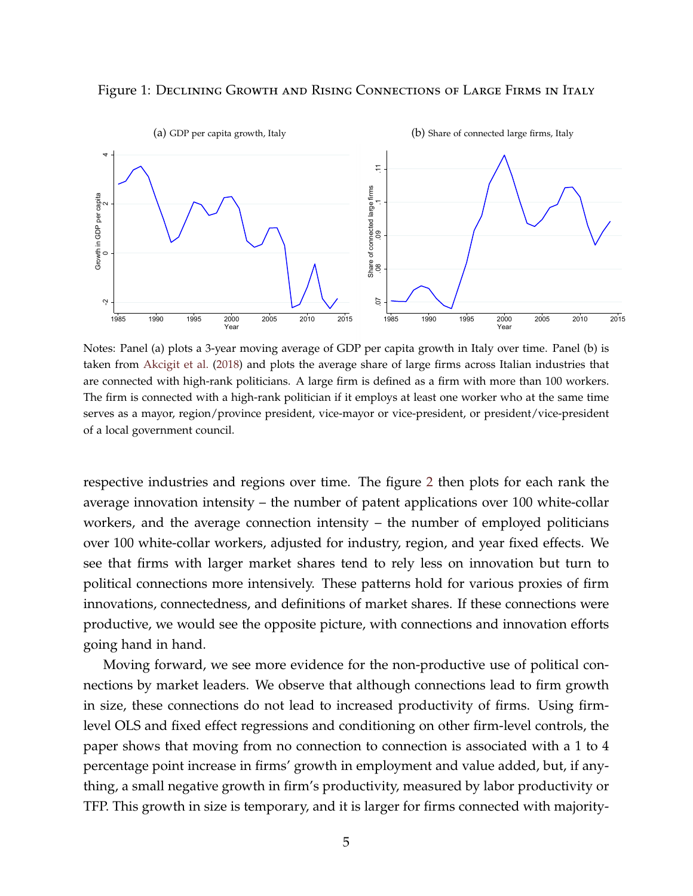Figure 1: Declining Growth and Rising Connections of Large Firms in Italy

(a) GDP per capita growth, Italy

(b) Share of connected large firms, Italy

Notes: Panel (a) plots a 3-year moving average of GDP per capita growth in Italy over time. Panel (b) is taken from Akcigit et al. (2018) and plots the average share of large firms across Italian industries that are connected with high-rank politicians. A large firm is defined as a firm with more than 100 workers. The firm is connected with a high-rank politician if it employs at least one worker who at the same time serves as a mayor, region/province president, vice-mayor or vice-president, or president/vice-president of a local government council.

respective industries and regions over time. The figure 2 then plots for each rank the average innovation intensity – the number of patent applications over 100 white-collar workers, and the average connection intensity – the number of employed politicians over 100 white-collar workers, adjusted for industry, region, and year fixed effects. We see that firms with larger market shares tend to rely less on innovation but turn to political connections more intensively. These patterns hold for various proxies of firm innovations, connectedness, and definitions of market shares. If these connections were productive, we would see the opposite picture, with connections and innovation efforts going hand in hand.

Moving forward, we see more evidence for the non-productive use of political connections by market leaders. We observe that although connections lead to firm growth in size, these connections do not lead to increased productivity of firms. Using firm-level OLS and fixed effect regressions and conditioning on other firm-level controls, the paper shows that moving from no connection to connection is associated with a 1 to 4 percentage point increase in firms' growth in employment and value added, but, if anything, a small negative growth in firm's productivity, measured by labor productivity or TFP. This growth in size is temporary, and it is larger for firms connected with majority-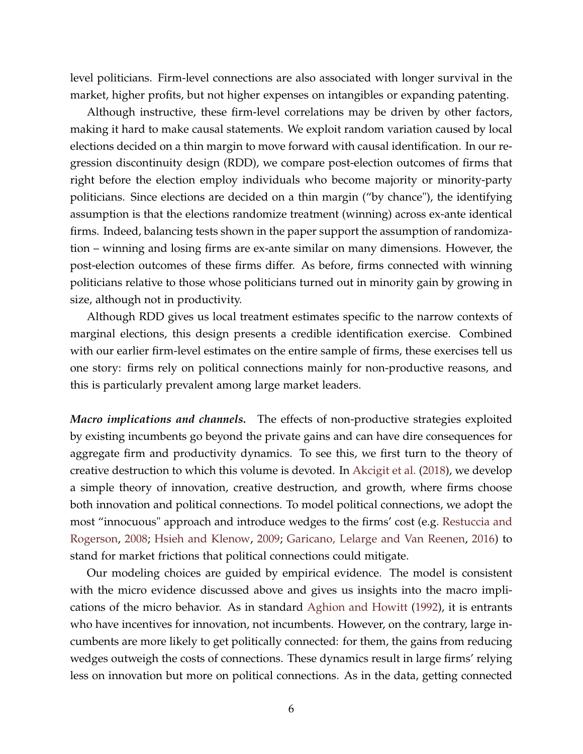level politicians. Firm-level connections are also associated with longer survival in the market, higher profits, but not higher expenses on intangibles or expanding patenting.

Although instructive, these firm-level correlations may be driven by other factors, making it hard to make causal statements. We exploit random variation caused by local elections decided on a thin margin to move forward with causal identification. In our regression discontinuity design (RDD), we compare post-election outcomes of firms that right before the election employ individuals who become majority or minority-party politicians. Since elections are decided on a thin margin ("by chance"), the identifying assumption is that the elections randomize treatment (winning) across ex-ante identical firms. Indeed, balancing tests shown in the paper support the assumption of randomization – winning and losing firms are ex-ante similar on many dimensions. However, the post-election outcomes of these firms differ. As before, firms connected with winning politicians relative to those whose politicians turned out in minority gain by growing in size, although not in productivity.

Although RDD gives us local treatment estimates specific to the narrow contexts of marginal elections, this design presents a credible identification exercise. Combined with our earlier firm-level estimates on the entire sample of firms, these exercises tell us one story: firms rely on political connections mainly for non-productive reasons, and this is particularly prevalent among large market leaders.

***Macro implications and channels.*** The effects of non-productive strategies exploited by existing incumbents go beyond the private gains and can have dire consequences for aggregate firm and productivity dynamics. To see this, we first turn to the theory of creative destruction to which this volume is devoted. In Akcigit et al. (2018), we develop a simple theory of innovation, creative destruction, and growth, where firms choose both innovation and political connections. To model political connections, we adopt the most "innocuous" approach and introduce wedges to the firms' cost (e.g. Restuccia and Rogerson, 2008; Hsieh and Klenow, 2009; Garicano, Lelarge and Van Reenen, 2016) to stand for market frictions that political connections could mitigate.

Our modeling choices are guided by empirical evidence. The model is consistent with the micro evidence discussed above and gives us insights into the macro implications of the micro behavior. As in standard Aghion and Howitt (1992), it is entrants who have incentives for innovation, not incumbents. However, on the contrary, large incumbents are more likely to get politically connected: for them, the gains from reducing wedges outweigh the costs of connections. These dynamics result in large firms' relying less on innovation but more on political connections. As in the data, getting connected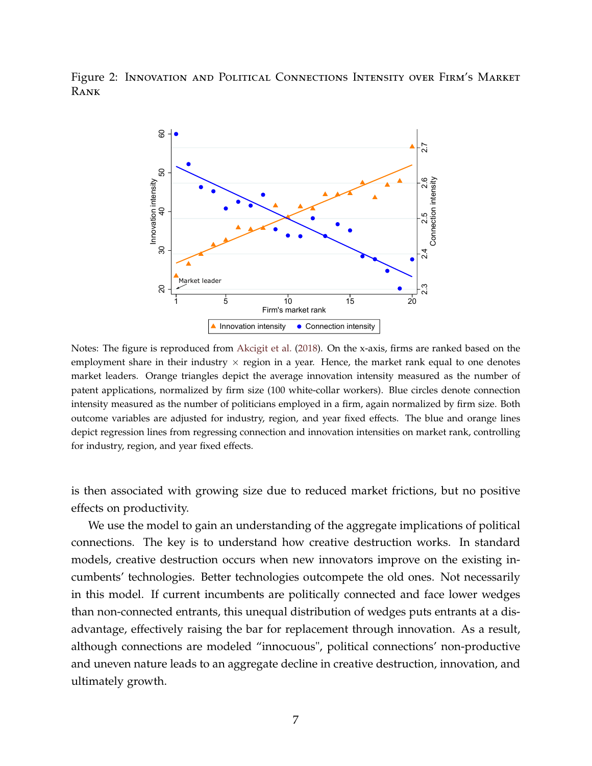Figure 2: Innovation and Political Connections Intensity over Firm's Market Rank

Notes: The figure is reproduced from Akcigit et al. (2018). On the x-axis, firms are ranked based on the employment share in their industry × region in a year. Hence, the market rank equal to one denotes market leaders. Orange triangles depict the average innovation intensity measured as the number of patent applications, normalized by firm size (100 white-collar workers). Blue circles denote connection intensity measured as the number of politicians employed in a firm, again normalized by firm size. Both outcome variables are adjusted for industry, region, and year fixed effects. The blue and orange lines depict regression lines from regressing connection and innovation intensities on market rank, controlling for industry, region, and year fixed effects.

is then associated with growing size due to reduced market frictions, but no positive effects on productivity.

We use the model to gain an understanding of the aggregate implications of political connections. The key is to understand how creative destruction works. In standard models, creative destruction occurs when new innovators improve on the existing incumbents' technologies. Better technologies outcompete the old ones. Not necessarily in this model. If current incumbents are politically connected and face lower wedges than non-connected entrants, this unequal distribution of wedges puts entrants at a disadvantage, effectively raising the bar for replacement through innovation. As a result, although connections are modeled "innocuous", political connections' non-productive and uneven nature leads to an aggregate decline in creative destruction, innovation, and ultimately growth.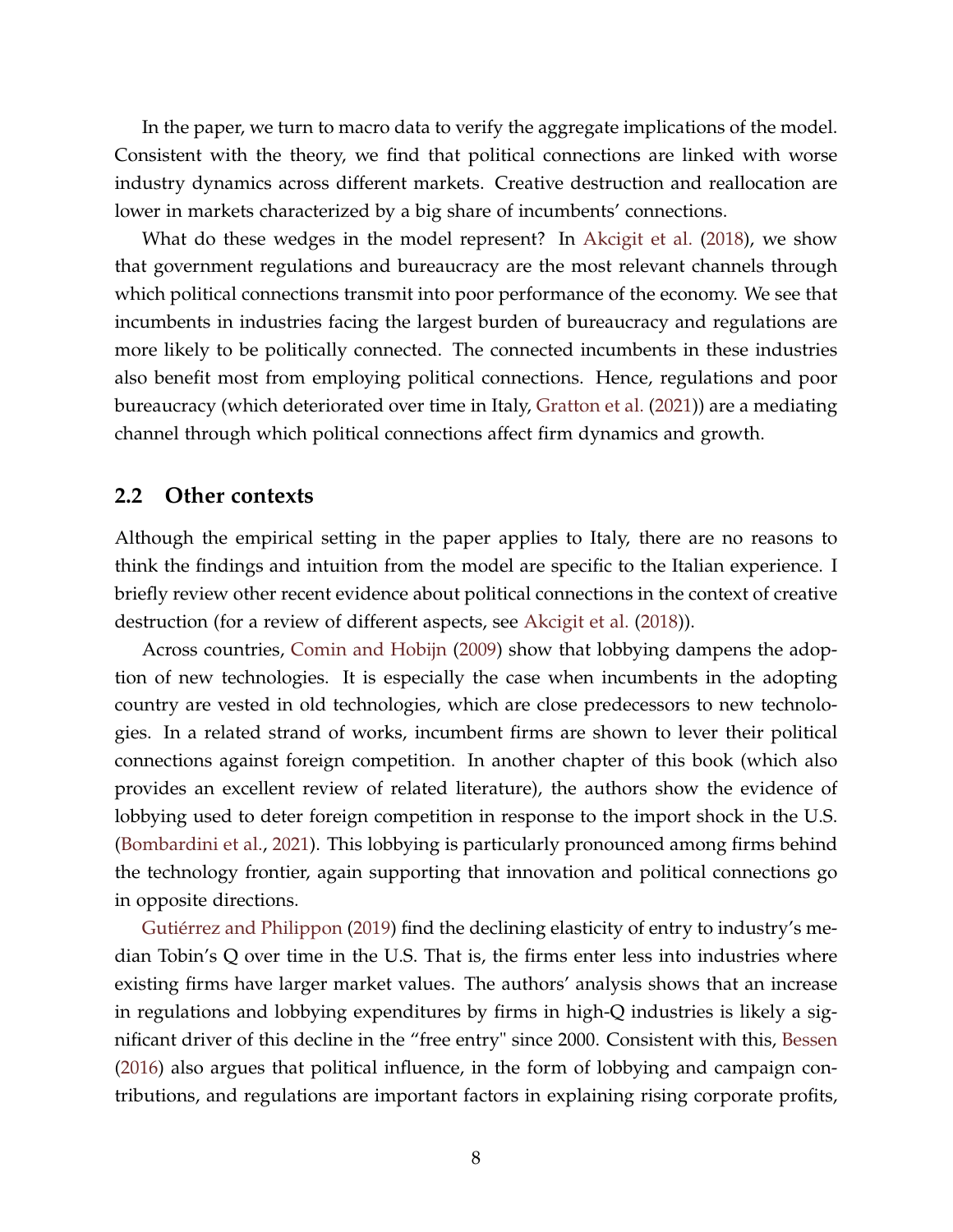In the paper, we turn to macro data to verify the aggregate implications of the model. Consistent with the theory, we find that political connections are linked with worse industry dynamics across different markets. Creative destruction and reallocation are lower in markets characterized by a big share of incumbents' connections.

What do these wedges in the model represent? In Akcigit et al. (2018), we show that government regulations and bureaucracy are the most relevant channels through which political connections transmit into poor performance of the economy. We see that incumbents in industries facing the largest burden of bureaucracy and regulations are more likely to be politically connected. The connected incumbents in these industries also benefit most from employing political connections. Hence, regulations and poor bureaucracy (which deteriorated over time in Italy, Gratton et al. (2021)) are a mediating channel through which political connections affect firm dynamics and growth.

## 2.2 Other contexts

Although the empirical setting in the paper applies to Italy, there are no reasons to think the findings and intuition from the model are specific to the Italian experience. I briefly review other recent evidence about political connections in the context of creative destruction (for a review of different aspects, see Akcigit et al. (2018)).

Across countries, Comin and Hobijn (2009) show that lobbying dampens the adoption of new technologies. It is especially the case when incumbents in the adopting country are vested in old technologies, which are close predecessors to new technologies. In a related strand of works, incumbent firms are shown to lever their political connections against foreign competition. In another chapter of this book (which also provides an excellent review of related literature), the authors show the evidence of lobbying used to deter foreign competition in response to the import shock in the U.S. (Bombardini et al., 2021). This lobbying is particularly pronounced among firms behind the technology frontier, again supporting that innovation and political connections go in opposite directions.

Gutiérrez and Philippon (2019) find the declining elasticity of entry to industry's median Tobin's Q over time in the U.S. That is, the firms enter less into industries where existing firms have larger market values. The authors' analysis shows that an increase in regulations and lobbying expenditures by firms in high-Q industries is likely a significant driver of this decline in the "free entry" since 2000. Consistent with this, Bessen (2016) also argues that political influence, in the form of lobbying and campaign contributions, and regulations are important factors in explaining rising corporate profits,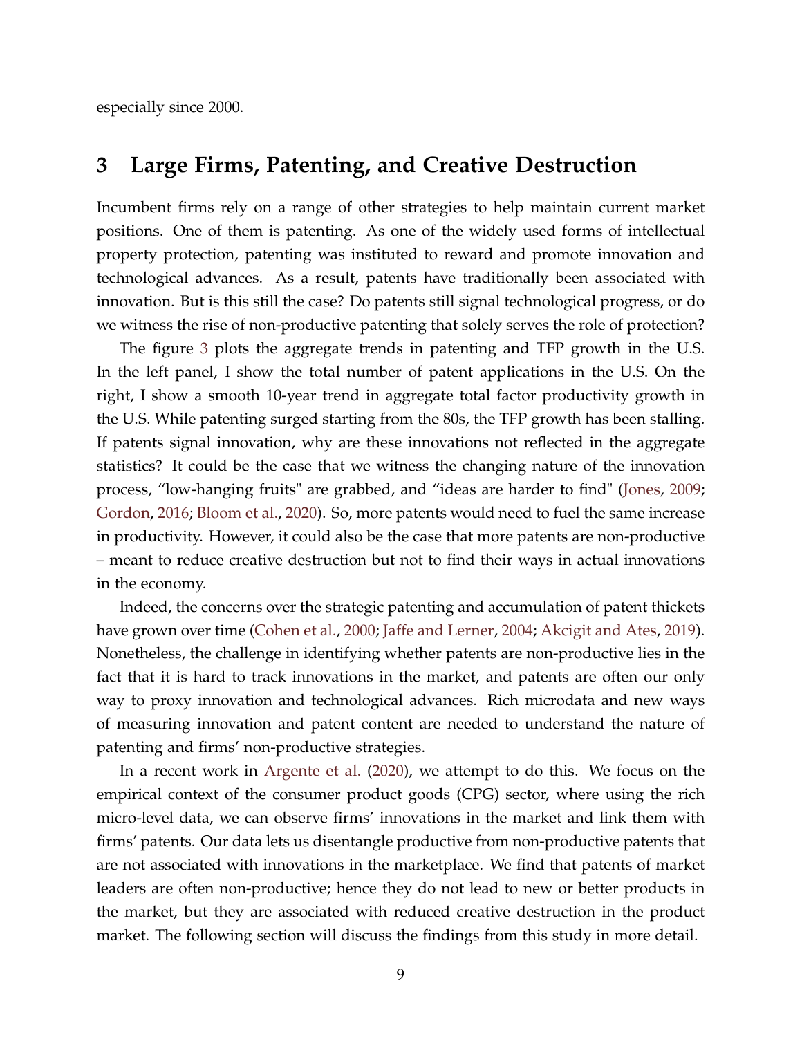especially since 2000.

## 3 Large Firms, Patenting, and Creative Destruction

Incumbent firms rely on a range of other strategies to help maintain current market positions. One of them is patenting. As one of the widely used forms of intellectual property protection, patenting was instituted to reward and promote innovation and technological advances. As a result, patents have traditionally been associated with innovation. But is this still the case? Do patents still signal technological progress, or do we witness the rise of non-productive patenting that solely serves the role of protection?

The figure 3 plots the aggregate trends in patenting and TFP growth in the U.S. In the left panel, I show the total number of patent applications in the U.S. On the right, I show a smooth 10-year trend in aggregate total factor productivity growth in the U.S. While patenting surged starting from the 80s, the TFP growth has been stalling. If patents signal innovation, why are these innovations not reflected in the aggregate statistics? It could be the case that we witness the changing nature of the innovation process, "low-hanging fruits" are grabbed, and "ideas are harder to find" (Jones, 2009; Gordon, 2016; Bloom et al., 2020). So, more patents would need to fuel the same increase in productivity. However, it could also be the case that more patents are non-productive – meant to reduce creative destruction but not to find their ways in actual innovations in the economy.

Indeed, the concerns over the strategic patenting and accumulation of patent thickets have grown over time (Cohen et al., 2000; Jaffe and Lerner, 2004; Akcigit and Ates, 2019). Nonetheless, the challenge in identifying whether patents are non-productive lies in the fact that it is hard to track innovations in the market, and patents are often our only way to proxy innovation and technological advances. Rich microdata and new ways of measuring innovation and patent content are needed to understand the nature of patenting and firms' non-productive strategies.

In a recent work in Argente et al. (2020), we attempt to do this. We focus on the empirical context of the consumer product goods (CPG) sector, where using the rich micro-level data, we can observe firms' innovations in the market and link them with firms' patents. Our data lets us disentangle productive from non-productive patents that are not associated with innovations in the marketplace. We find that patents of market leaders are often non-productive; hence they do not lead to new or better products in the market, but they are associated with reduced creative destruction in the product market. The following section will discuss the findings from this study in more detail.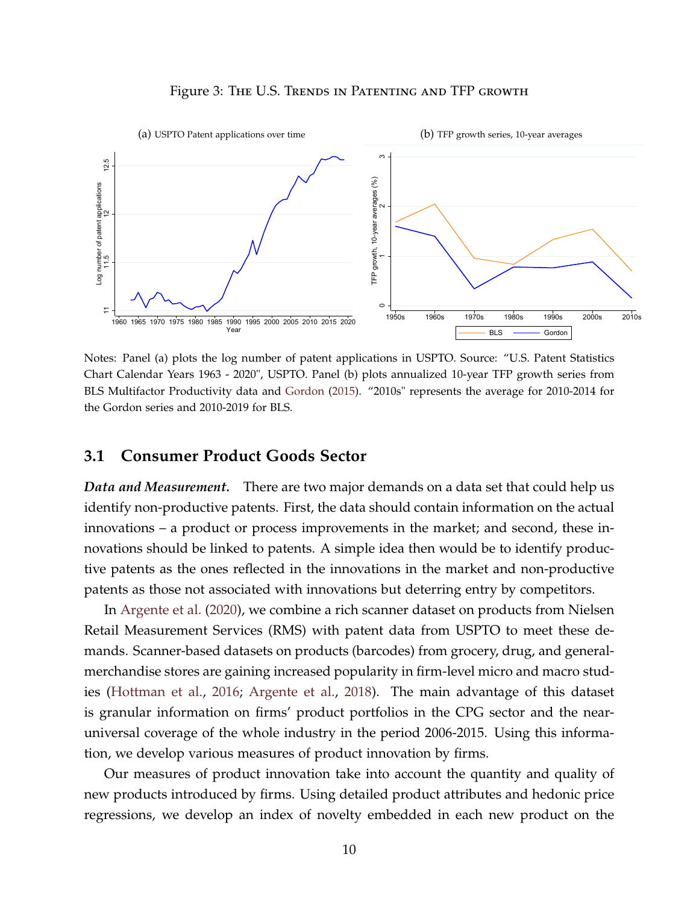Figure 3: The U.S. Trends in Patenting and TFP growth

(a) USPTO Patent applications over time

(b) TFP growth series, 10-year averages

Notes: Panel (a) plots the log number of patent applications in USPTO. Source: "U.S. Patent Statistics Chart Calendar Years 1963 - 2020", USPTO. Panel (b) plots annualized 10-year TFP growth series from BLS Multifactor Productivity data and Gordon (2015). "2010s" represents the average for 2010-2014 for the Gordon series and 2010-2019 for BLS.

## 3.1 Consumer Product Goods Sector

***Data and Measurement.*** There are two major demands on a data set that could help us identify non-productive patents. First, the data should contain information on the actual innovations – a product or process improvements in the market; and second, these innovations should be linked to patents. A simple idea then would be to identify productive patents as the ones reflected in the innovations in the market and non-productive patents as those not associated with innovations but deterring entry by competitors.

In Argente et al. (2020), we combine a rich scanner dataset on products from Nielsen Retail Measurement Services (RMS) with patent data from USPTO to meet these demands. Scanner-based datasets on products (barcodes) from grocery, drug, and general-merchandise stores are gaining increased popularity in firm-level micro and macro studies (Hottman et al., 2016; Argente et al., 2018). The main advantage of this dataset is granular information on firms' product portfolios in the CPG sector and the near-universal coverage of the whole industry in the period 2006-2015. Using this information, we develop various measures of product innovation by firms.

Our measures of product innovation take into account the quantity and quality of new products introduced by firms. Using detailed product attributes and hedonic price regressions, we develop an index of novelty embedded in each new product on the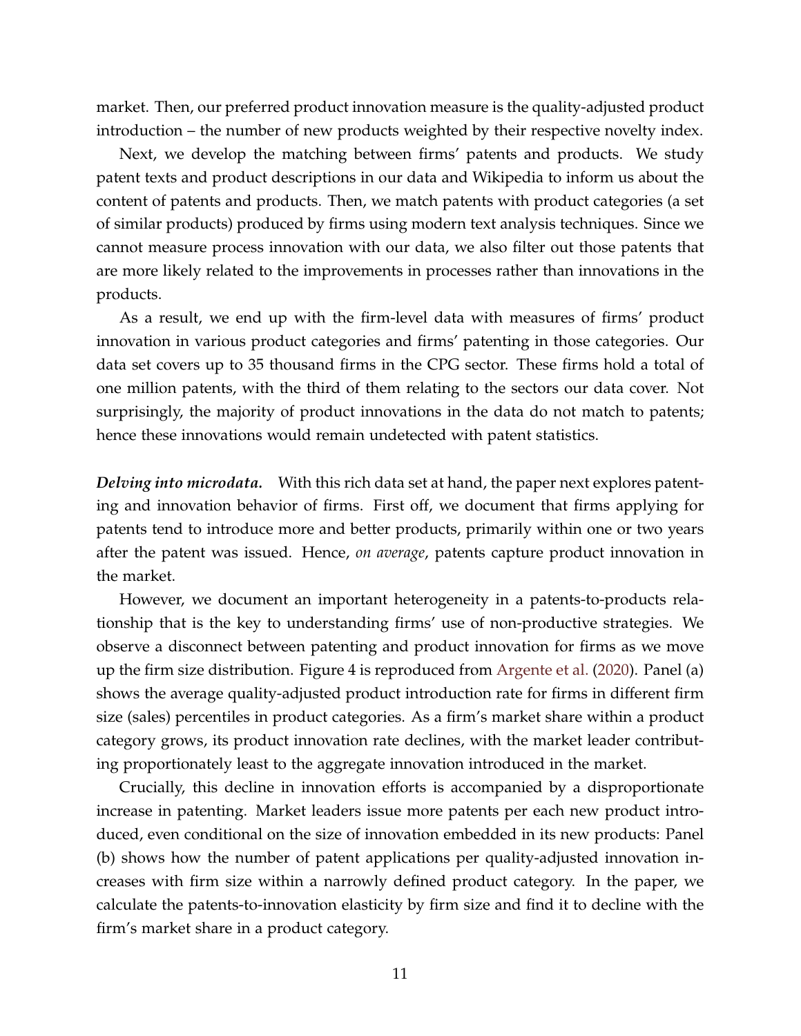market. Then, our preferred product innovation measure is the quality-adjusted product introduction – the number of new products weighted by their respective novelty index.

Next, we develop the matching between firms' patents and products. We study patent texts and product descriptions in our data and Wikipedia to inform us about the content of patents and products. Then, we match patents with product categories (a set of similar products) produced by firms using modern text analysis techniques. Since we cannot measure process innovation with our data, we also filter out those patents that are more likely related to the improvements in processes rather than innovations in the products.

As a result, we end up with the firm-level data with measures of firms' product innovation in various product categories and firms' patenting in those categories. Our data set covers up to 35 thousand firms in the CPG sector. These firms hold a total of one million patents, with the third of them relating to the sectors our data cover. Not surprisingly, the majority of product innovations in the data do not match to patents; hence these innovations would remain undetected with patent statistics.

***Delving into microdata.*** With this rich data set at hand, the paper next explores patenting and innovation behavior of firms. First off, we document that firms applying for patents tend to introduce more and better products, primarily within one or two years after the patent was issued. Hence, *on average*, patents capture product innovation in the market.

However, we document an important heterogeneity in a patents-to-products relationship that is the key to understanding firms' use of non-productive strategies. We observe a disconnect between patenting and product innovation for firms as we move up the firm size distribution. Figure 4 is reproduced from Argente et al. (2020). Panel (a) shows the average quality-adjusted product introduction rate for firms in different firm size (sales) percentiles in product categories. As a firm's market share within a product category grows, its product innovation rate declines, with the market leader contributing proportionately least to the aggregate innovation introduced in the market.

Crucially, this decline in innovation efforts is accompanied by a disproportionate increase in patenting. Market leaders issue more patents per each new product introduced, even conditional on the size of innovation embedded in its new products: Panel (b) shows how the number of patent applications per quality-adjusted innovation increases with firm size within a narrowly defined product category. In the paper, we calculate the patents-to-innovation elasticity by firm size and find it to decline with the firm's market share in a product category.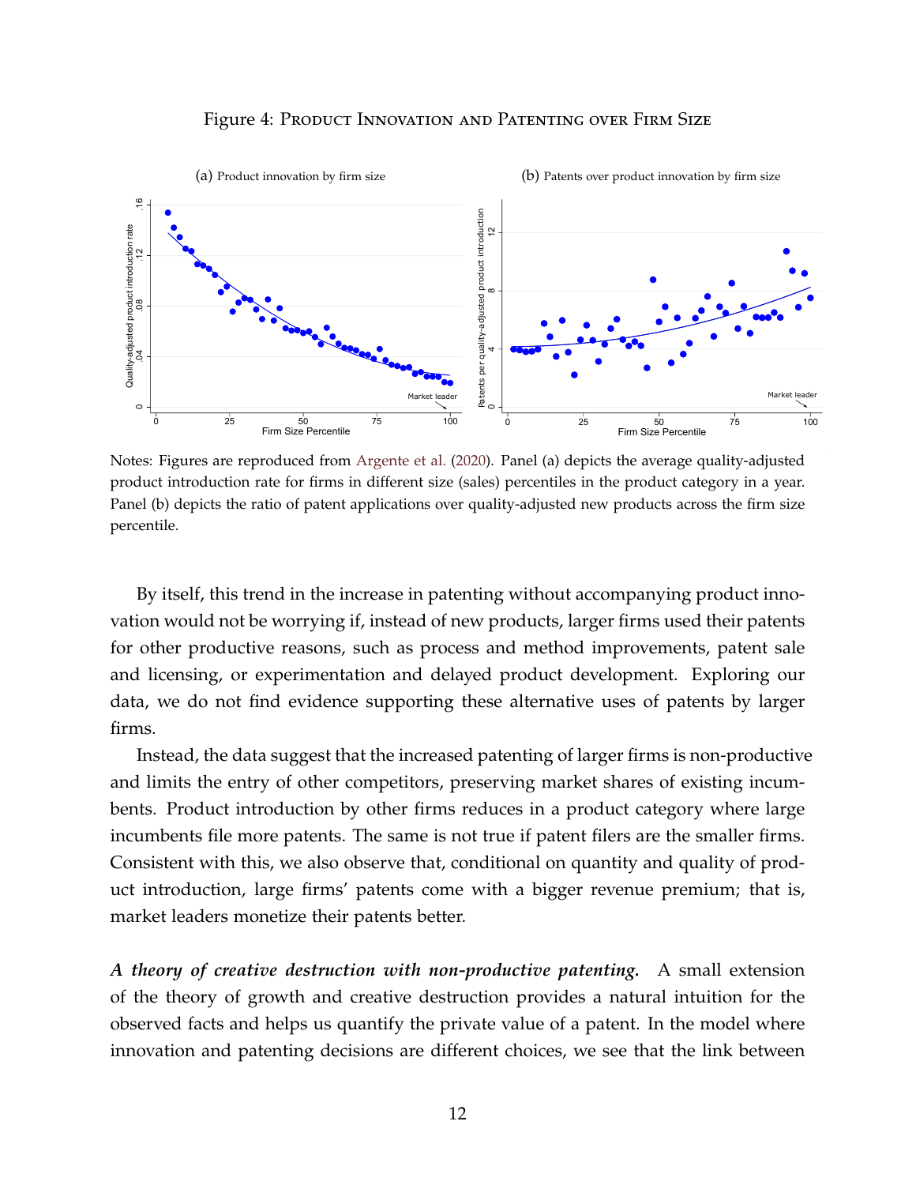Figure 4: Product Innovation and Patenting over Firm Size

(a) Product innovation by firm size

(b) Patents over product innovation by firm size

Notes: Figures are reproduced from Argente et al. (2020). Panel (a) depicts the average quality-adjusted product introduction rate for firms in different size (sales) percentiles in the product category in a year. Panel (b) depicts the ratio of patent applications over quality-adjusted new products across the firm size percentile.

By itself, this trend in the increase in patenting without accompanying product innovation would not be worrying if, instead of new products, larger firms used their patents for other productive reasons, such as process and method improvements, patent sale and licensing, or experimentation and delayed product development. Exploring our data, we do not find evidence supporting these alternative uses of patents by larger firms.

Instead, the data suggest that the increased patenting of larger firms is non-productive and limits the entry of other competitors, preserving market shares of existing incumbents. Product introduction by other firms reduces in a product category where large incumbents file more patents. The same is not true if patent filers are the smaller firms. Consistent with this, we also observe that, conditional on quantity and quality of product introduction, large firms' patents come with a bigger revenue premium; that is, market leaders monetize their patents better.

***A theory of creative destruction with non-productive patenting.*** A small extension of the theory of growth and creative destruction provides a natural intuition for the observed facts and helps us quantify the private value of a patent. In the model where innovation and patenting decisions are different choices, we see that the link between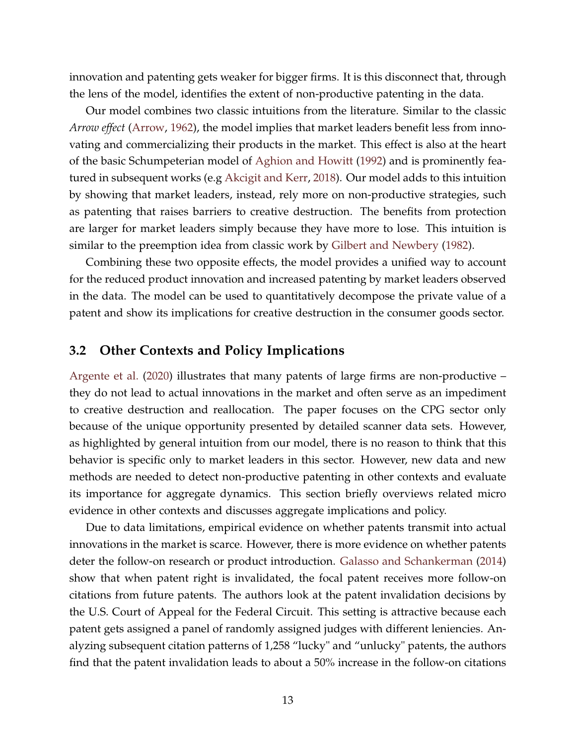innovation and patenting gets weaker for bigger firms. It is this disconnect that, through the lens of the model, identifies the extent of non-productive patenting in the data.

Our model combines two classic intuitions from the literature. Similar to the classic *Arrow effect* (Arrow, 1962), the model implies that market leaders benefit less from innovating and commercializing their products in the market. This effect is also at the heart of the basic Schumpeterian model of Aghion and Howitt (1992) and is prominently featured in subsequent works (e.g Akcigit and Kerr, 2018). Our model adds to this intuition by showing that market leaders, instead, rely more on non-productive strategies, such as patenting that raises barriers to creative destruction. The benefits from protection are larger for market leaders simply because they have more to lose. This intuition is similar to the preemption idea from classic work by Gilbert and Newbery (1982).

Combining these two opposite effects, the model provides a unified way to account for the reduced product innovation and increased patenting by market leaders observed in the data. The model can be used to quantitatively decompose the private value of a patent and show its implications for creative destruction in the consumer goods sector.

## 3.2 Other Contexts and Policy Implications

Argente et al. (2020) illustrates that many patents of large firms are non-productive – they do not lead to actual innovations in the market and often serve as an impediment to creative destruction and reallocation. The paper focuses on the CPG sector only because of the unique opportunity presented by detailed scanner data sets. However, as highlighted by general intuition from our model, there is no reason to think that this behavior is specific only to market leaders in this sector. However, new data and new methods are needed to detect non-productive patenting in other contexts and evaluate its importance for aggregate dynamics. This section briefly overviews related micro evidence in other contexts and discusses aggregate implications and policy.

Due to data limitations, empirical evidence on whether patents transmit into actual innovations in the market is scarce. However, there is more evidence on whether patents deter the follow-on research or product introduction. Galasso and Schankerman (2014) show that when patent right is invalidated, the focal patent receives more follow-on citations from future patents. The authors look at the patent invalidation decisions by the U.S. Court of Appeal for the Federal Circuit. This setting is attractive because each patent gets assigned a panel of randomly assigned judges with different leniencies. Analyzing subsequent citation patterns of 1,258 "lucky" and "unlucky" patents, the authors find that the patent invalidation leads to about a 50% increase in the follow-on citations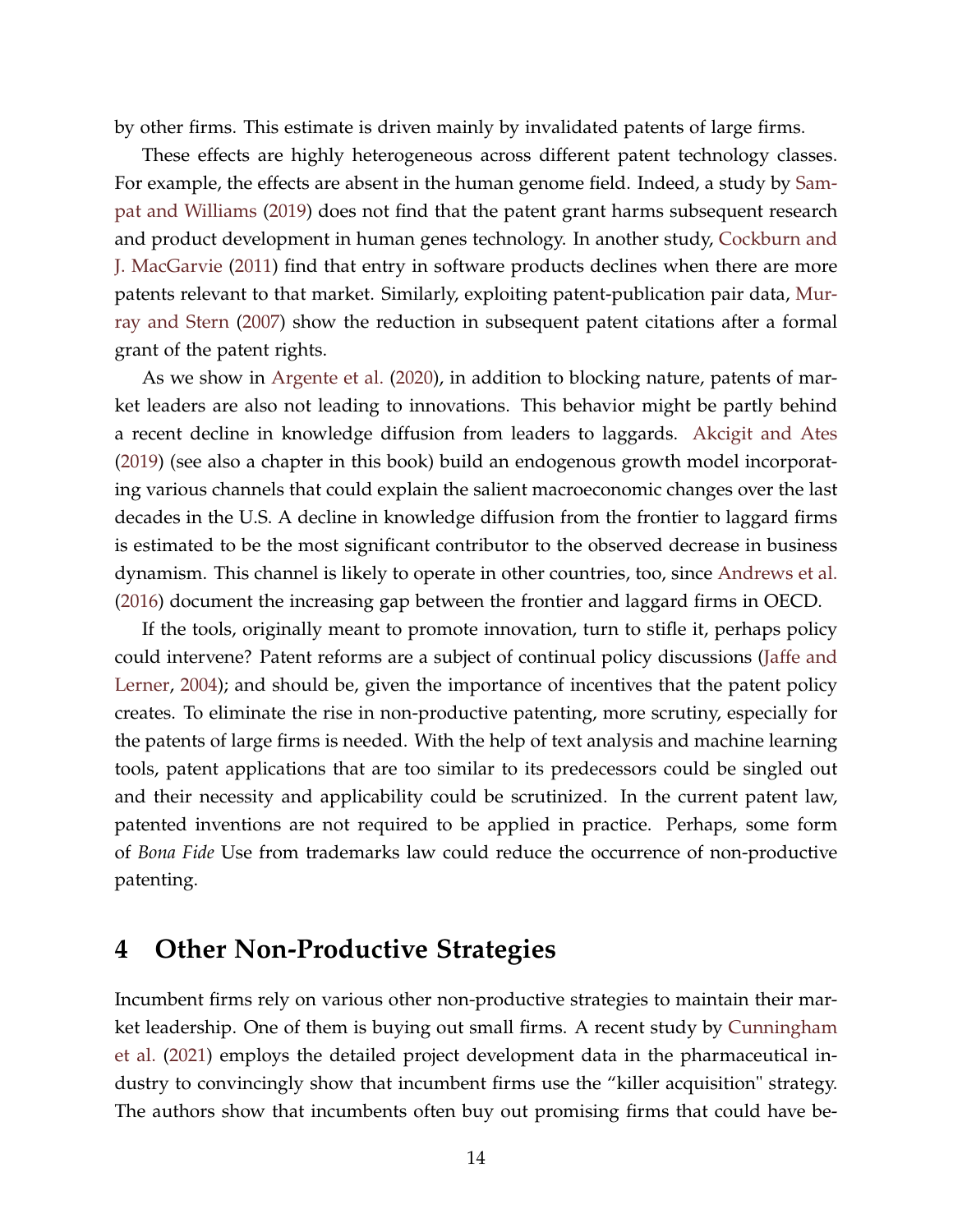by other firms. This estimate is driven mainly by invalidated patents of large firms.

These effects are highly heterogeneous across different patent technology classes. For example, the effects are absent in the human genome field. Indeed, a study by Sampat and Williams (2019) does not find that the patent grant harms subsequent research and product development in human genes technology. In another study, Cockburn and J. MacGarvie (2011) find that entry in software products declines when there are more patents relevant to that market. Similarly, exploiting patent-publication pair data, Murray and Stern (2007) show the reduction in subsequent patent citations after a formal grant of the patent rights.

As we show in Argente et al. (2020), in addition to blocking nature, patents of market leaders are also not leading to innovations. This behavior might be partly behind a recent decline in knowledge diffusion from leaders to laggards. Akcigit and Ates (2019) (see also a chapter in this book) build an endogenous growth model incorporating various channels that could explain the salient macroeconomic changes over the last decades in the U.S. A decline in knowledge diffusion from the frontier to laggard firms is estimated to be the most significant contributor to the observed decrease in business dynamism. This channel is likely to operate in other countries, too, since Andrews et al. (2016) document the increasing gap between the frontier and laggard firms in OECD.

If the tools, originally meant to promote innovation, turn to stifle it, perhaps policy could intervene? Patent reforms are a subject of continual policy discussions (Jaffe and Lerner, 2004); and should be, given the importance of incentives that the patent policy creates. To eliminate the rise in non-productive patenting, more scrutiny, especially for the patents of large firms is needed. With the help of text analysis and machine learning tools, patent applications that are too similar to its predecessors could be singled out and their necessity and applicability could be scrutinized. In the current patent law, patented inventions are not required to be applied in practice. Perhaps, some form of *Bona Fide* Use from trademarks law could reduce the occurrence of non-productive patenting.

# 4 Other Non-Productive Strategies

Incumbent firms rely on various other non-productive strategies to maintain their market leadership. One of them is buying out small firms. A recent study by Cunningham et al. (2021) employs the detailed project development data in the pharmaceutical industry to convincingly show that incumbent firms use the "killer acquisition" strategy. The authors show that incumbents often buy out promising firms that could have be-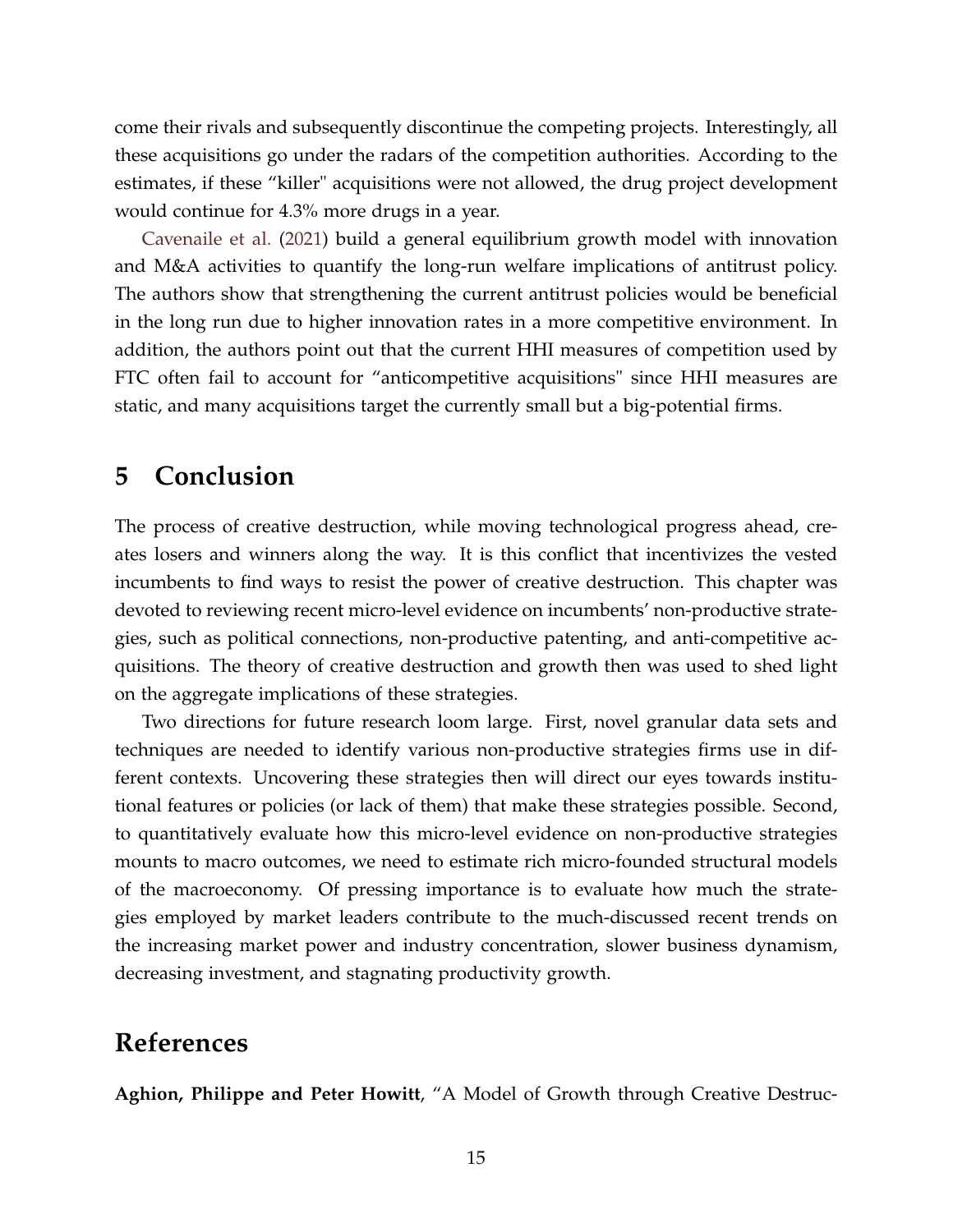come their rivals and subsequently discontinue the competing projects. Interestingly, all these acquisitions go under the radars of the competition authorities. According to the estimates, if these "killer" acquisitions were not allowed, the drug project development would continue for 4.3% more drugs in a year.

Cavenaile et al. (2021) build a general equilibrium growth model with innovation and M&A activities to quantify the long-run welfare implications of antitrust policy. The authors show that strengthening the current antitrust policies would be beneficial in the long run due to higher innovation rates in a more competitive environment. In addition, the authors point out that the current HHI measures of competition used by FTC often fail to account for "anticompetitive acquisitions" since HHI measures are static, and many acquisitions target the currently small but a big-potential firms.

# 5 Conclusion

The process of creative destruction, while moving technological progress ahead, creates losers and winners along the way. It is this conflict that incentivizes the vested incumbents to find ways to resist the power of creative destruction. This chapter was devoted to reviewing recent micro-level evidence on incumbents' non-productive strategies, such as political connections, non-productive patenting, and anti-competitive acquisitions. The theory of creative destruction and growth then was used to shed light on the aggregate implications of these strategies.

Two directions for future research loom large. First, novel granular data sets and techniques are needed to identify various non-productive strategies firms use in different contexts. Uncovering these strategies then will direct our eyes towards institutional features or policies (or lack of them) that make these strategies possible. Second, to quantitatively evaluate how this micro-level evidence on non-productive strategies mounts to macro outcomes, we need to estimate rich micro-founded structural models of the macroeconomy. Of pressing importance is to evaluate how much the strategies employed by market leaders contribute to the much-discussed recent trends on the increasing market power and industry concentration, slower business dynamism, decreasing investment, and stagnating productivity growth.

# References

**Aghion, Philippe and Peter Howitt**, "A Model of Growth through Creative Destruc-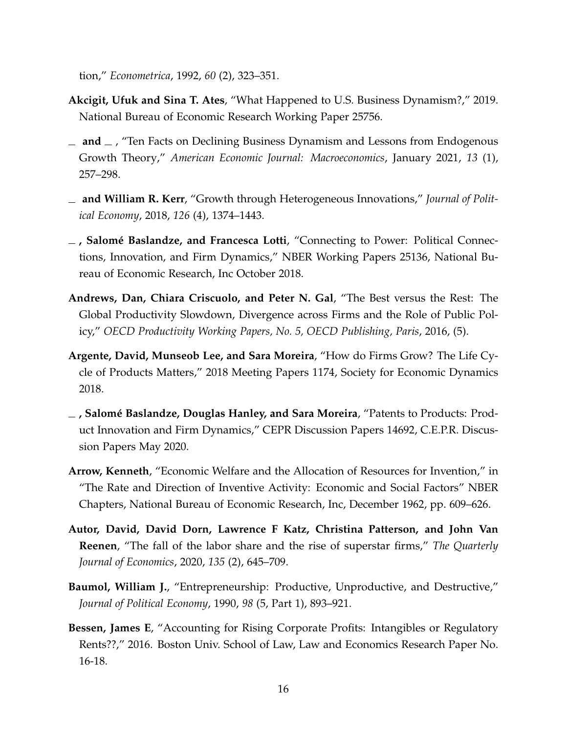tion," *Econometrica*, 1992, *60* (2), 323–351.

**Akcigit, Ufuk and Sina T. Ates**, "What Happened to U.S. Business Dynamism?," 2019. National Bureau of Economic Research Working Paper 25756.

**_ and _** , "Ten Facts on Declining Business Dynamism and Lessons from Endogenous Growth Theory," *American Economic Journal: Macroeconomics*, January 2021, *13* (1), 257–298.

**_ and William R. Kerr**, "Growth through Heterogeneous Innovations," *Journal of Political Economy*, 2018, *126* (4), 1374–1443.

**_ , Salomé Baslandze, and Francesca Lotti**, "Connecting to Power: Political Connections, Innovation, and Firm Dynamics," NBER Working Papers 25136, National Bureau of Economic Research, Inc October 2018.

**Andrews, Dan, Chiara Criscuolo, and Peter N. Gal**, "The Best versus the Rest: The Global Productivity Slowdown, Divergence across Firms and the Role of Public Policy," *OECD Productivity Working Papers, No. 5, OECD Publishing, Paris*, 2016, (5).

**Argente, David, Munseob Lee, and Sara Moreira**, "How do Firms Grow? The Life Cycle of Products Matters," 2018 Meeting Papers 1174, Society for Economic Dynamics 2018.

**_ , Salomé Baslandze, Douglas Hanley, and Sara Moreira**, "Patents to Products: Product Innovation and Firm Dynamics," CEPR Discussion Papers 14692, C.E.P.R. Discussion Papers May 2020.

**Arrow, Kenneth**, "Economic Welfare and the Allocation of Resources for Invention," in "The Rate and Direction of Inventive Activity: Economic and Social Factors" NBER Chapters, National Bureau of Economic Research, Inc, December 1962, pp. 609–626.

**Autor, David, David Dorn, Lawrence F Katz, Christina Patterson, and John Van Reenen**, "The fall of the labor share and the rise of superstar firms," *The Quarterly Journal of Economics*, 2020, *135* (2), 645–709.

**Baumol, William J.**, "Entrepreneurship: Productive, Unproductive, and Destructive," *Journal of Political Economy*, 1990, *98* (5, Part 1), 893–921.

**Bessen, James E**, "Accounting for Rising Corporate Profits: Intangibles or Regulatory Rents??," 2016. Boston Univ. School of Law, Law and Economics Research Paper No. 16-18.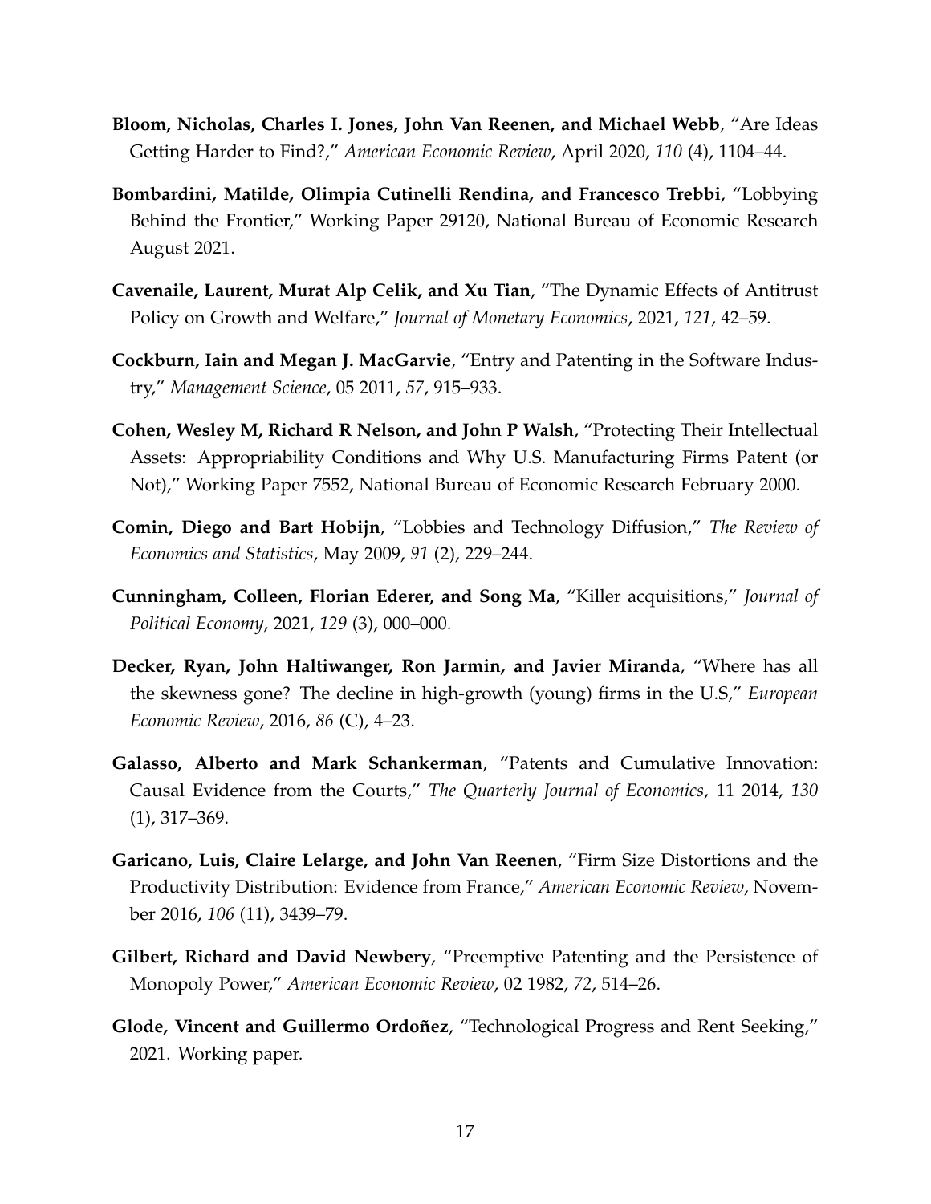**Bloom, Nicholas, Charles I. Jones, John Van Reenen, and Michael Webb**, "Are Ideas Getting Harder to Find?," *American Economic Review*, April 2020, *110* (4), 1104–44.

**Bombardini, Matilde, Olimpia Cutinelli Rendina, and Francesco Trebbi**, "Lobbying Behind the Frontier," Working Paper 29120, National Bureau of Economic Research August 2021.

**Cavenaile, Laurent, Murat Alp Celik, and Xu Tian**, "The Dynamic Effects of Antitrust Policy on Growth and Welfare," *Journal of Monetary Economics*, 2021, *121*, 42–59.

**Cockburn, Iain and Megan J. MacGarvie**, "Entry and Patenting in the Software Industry," *Management Science*, 05 2011, *57*, 915–933.

**Cohen, Wesley M, Richard R Nelson, and John P Walsh**, "Protecting Their Intellectual Assets: Appropriability Conditions and Why U.S. Manufacturing Firms Patent (or Not)," Working Paper 7552, National Bureau of Economic Research February 2000.

**Comin, Diego and Bart Hobijn**, "Lobbies and Technology Diffusion," *The Review of Economics and Statistics*, May 2009, *91* (2), 229–244.

**Cunningham, Colleen, Florian Ederer, and Song Ma**, "Killer acquisitions," *Journal of Political Economy*, 2021, *129* (3), 000–000.

**Decker, Ryan, John Haltiwanger, Ron Jarmin, and Javier Miranda**, "Where has all the skewness gone? The decline in high-growth (young) firms in the U.S," *European Economic Review*, 2016, *86* (C), 4–23.

**Galasso, Alberto and Mark Schankerman**, "Patents and Cumulative Innovation: Causal Evidence from the Courts," *The Quarterly Journal of Economics*, 11 2014, *130* (1), 317–369.

**Garicano, Luis, Claire Lelarge, and John Van Reenen**, "Firm Size Distortions and the Productivity Distribution: Evidence from France," *American Economic Review*, November 2016, *106* (11), 3439–79.

**Gilbert, Richard and David Newbery**, "Preemptive Patenting and the Persistence of Monopoly Power," *American Economic Review*, 02 1982, *72*, 514–26.

**Glode, Vincent and Guillermo Ordoñez**, "Technological Progress and Rent Seeking," 2021. Working paper.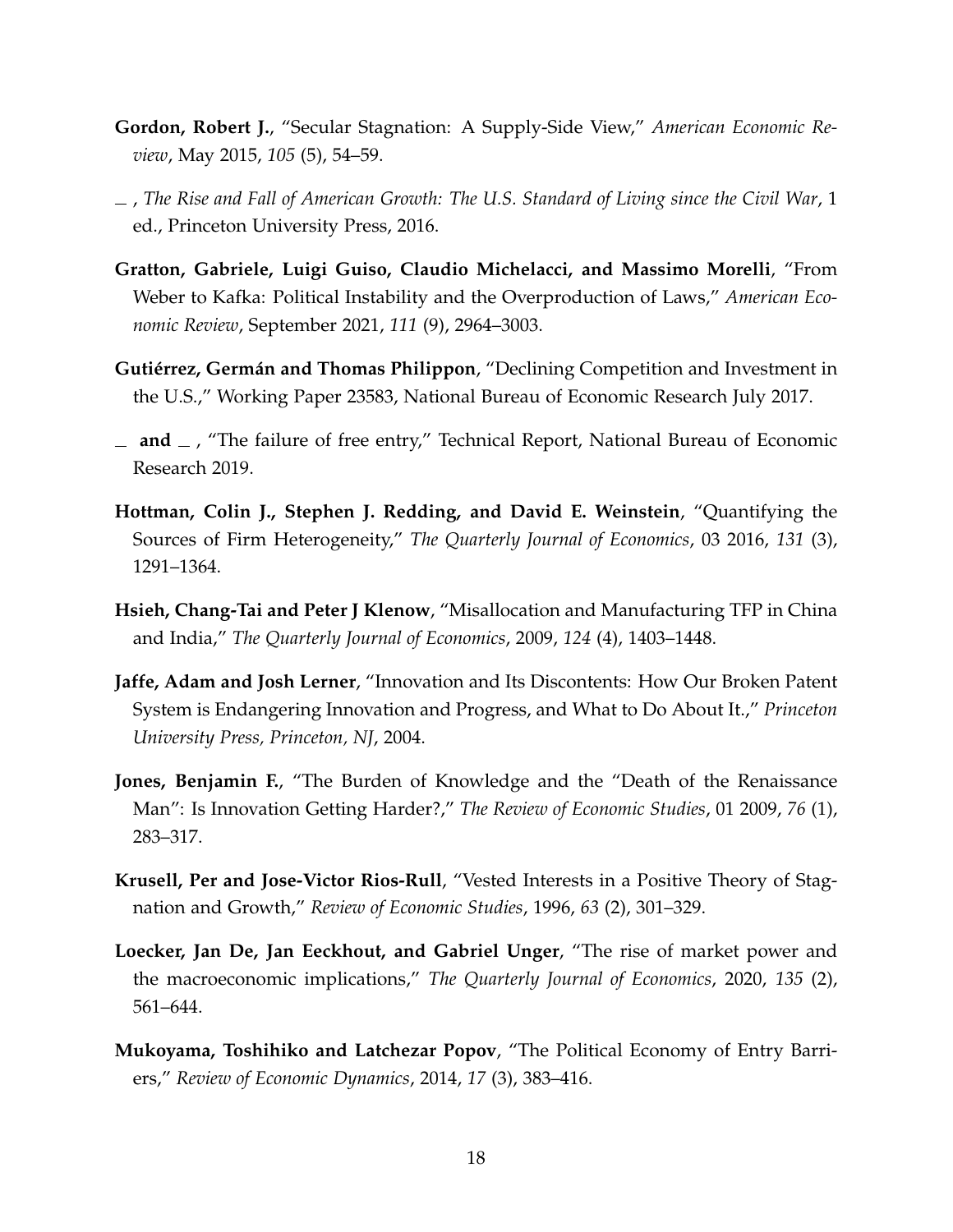**Gordon, Robert J.**, "Secular Stagnation: A Supply-Side View," *American Economic Review*, May 2015, *105* (5), 54–59.

— , *The Rise and Fall of American Growth: The U.S. Standard of Living since the Civil War*, 1 ed., Princeton University Press, 2016.

**Gratton, Gabriele, Luigi Guiso, Claudio Michelacci, and Massimo Morelli**, "From Weber to Kafka: Political Instability and the Overproduction of Laws," *American Economic Review*, September 2021, *111* (9), 2964–3003.

**Gutiérrez, Germán and Thomas Philippon**, "Declining Competition and Investment in the U.S.," Working Paper 23583, National Bureau of Economic Research July 2017.

— **and** — , "The failure of free entry," Technical Report, National Bureau of Economic Research 2019.

**Hottman, Colin J., Stephen J. Redding, and David E. Weinstein**, "Quantifying the Sources of Firm Heterogeneity," *The Quarterly Journal of Economics*, 03 2016, *131* (3), 1291–1364.

**Hsieh, Chang-Tai and Peter J Klenow**, "Misallocation and Manufacturing TFP in China and India," *The Quarterly Journal of Economics*, 2009, *124* (4), 1403–1448.

**Jaffe, Adam and Josh Lerner**, "Innovation and Its Discontents: How Our Broken Patent System is Endangering Innovation and Progress, and What to Do About It.," *Princeton University Press, Princeton, NJ*, 2004.

**Jones, Benjamin F.**, "The Burden of Knowledge and the "Death of the Renaissance Man": Is Innovation Getting Harder?," *The Review of Economic Studies*, 01 2009, *76* (1), 283–317.

**Krusell, Per and Jose-Victor Rios-Rull**, "Vested Interests in a Positive Theory of Stagnation and Growth," *Review of Economic Studies*, 1996, *63* (2), 301–329.

**Loecker, Jan De, Jan Eeckhout, and Gabriel Unger**, "The rise of market power and the macroeconomic implications," *The Quarterly Journal of Economics*, 2020, *135* (2), 561–644.

**Mukoyama, Toshihiko and Latchezar Popov**, "The Political Economy of Entry Barriers," *Review of Economic Dynamics*, 2014, *17* (3), 383–416.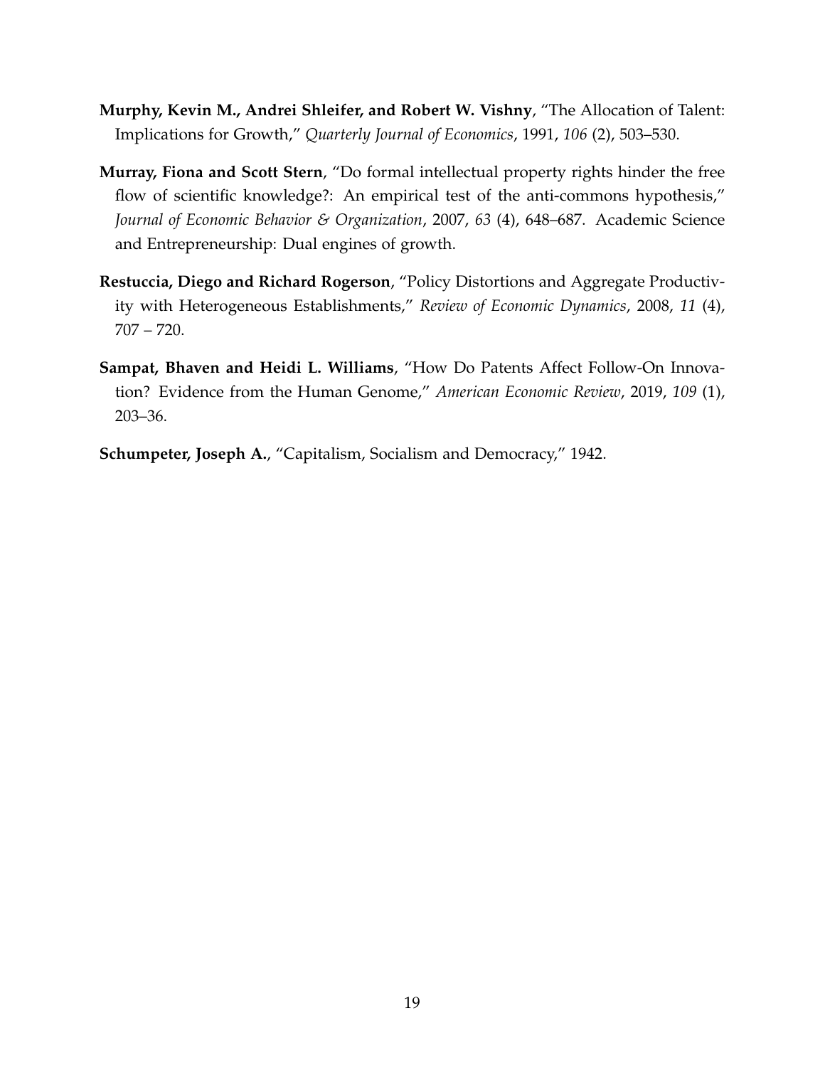**Murphy, Kevin M., Andrei Shleifer, and Robert W. Vishny**, "The Allocation of Talent: Implications for Growth," *Quarterly Journal of Economics*, 1991, *106* (2), 503–530.

**Murray, Fiona and Scott Stern**, "Do formal intellectual property rights hinder the free flow of scientific knowledge?: An empirical test of the anti-commons hypothesis," *Journal of Economic Behavior & Organization*, 2007, *63* (4), 648–687. Academic Science and Entrepreneurship: Dual engines of growth.

**Restuccia, Diego and Richard Rogerson**, "Policy Distortions and Aggregate Productivity with Heterogeneous Establishments," *Review of Economic Dynamics*, 2008, *11* (4), 707 – 720.

**Sampat, Bhaven and Heidi L. Williams**, "How Do Patents Affect Follow-On Innovation? Evidence from the Human Genome," *American Economic Review*, 2019, *109* (1), 203–36.

**Schumpeter, Joseph A.**, "Capitalism, Socialism and Democracy," 1942.